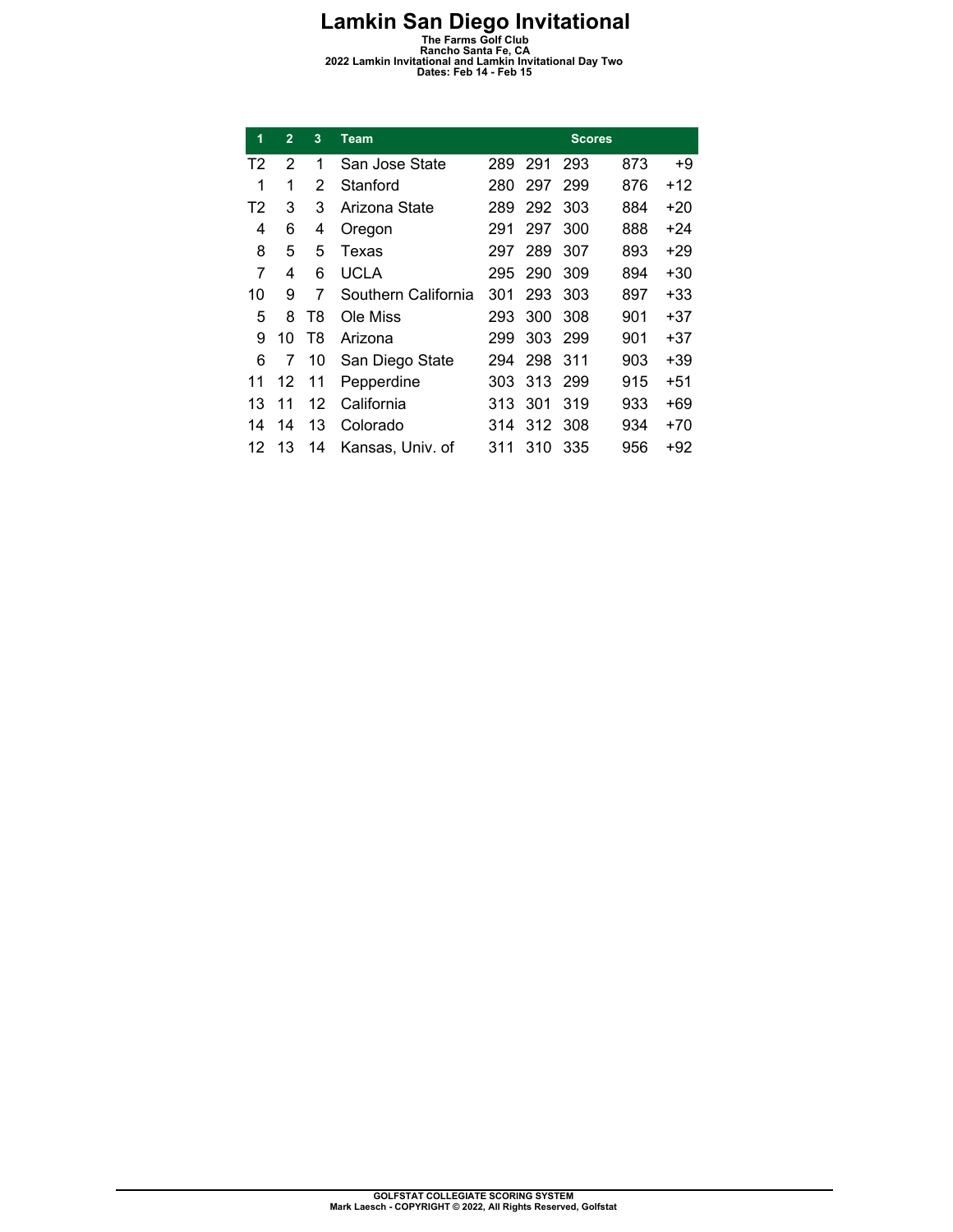# Lamkin San Diego Invitational

**The Farms Golf Club**
**Rancho Santa Fe, CA**
**2022 Lamkin Invitational and Lamkin Invitational Day Two**
**Dates: Feb 14 - Feb 15**

| 1 | 2 | 3 | Team | Scores | | | | |
|---|---|---|---|---|---|---|---|---|
| T2 | 2 | 1 | San Jose State | 289 | 291 | 293 | 873 | +9 |
| 1 | 1 | 2 | Stanford | 280 | 297 | 299 | 876 | +12 |
| T2 | 3 | 3 | Arizona State | 289 | 292 | 303 | 884 | +20 |
| 4 | 6 | 4 | Oregon | 291 | 297 | 300 | 888 | +24 |
| 8 | 5 | 5 | Texas | 297 | 289 | 307 | 893 | +29 |
| 7 | 4 | 6 | UCLA | 295 | 290 | 309 | 894 | +30 |
| 10 | 9 | 7 | Southern California | 301 | 293 | 303 | 897 | +33 |
| 5 | 8 | T8 | Ole Miss | 293 | 300 | 308 | 901 | +37 |
| 9 | 10 | T8 | Arizona | 299 | 303 | 299 | 901 | +37 |
| 6 | 7 | 10 | San Diego State | 294 | 298 | 311 | 903 | +39 |
| 11 | 12 | 11 | Pepperdine | 303 | 313 | 299 | 915 | +51 |
| 13 | 11 | 12 | California | 313 | 301 | 319 | 933 | +69 |
| 14 | 14 | 13 | Colorado | 314 | 312 | 308 | 934 | +70 |
| 12 | 13 | 14 | Kansas, Univ. of | 311 | 310 | 335 | 956 | +92 |

**GOLFSTAT COLLEGIATE SCORING SYSTEM**
**Mark Laesch - COPYRIGHT © 2022, All Rights Reserved, Golfstat**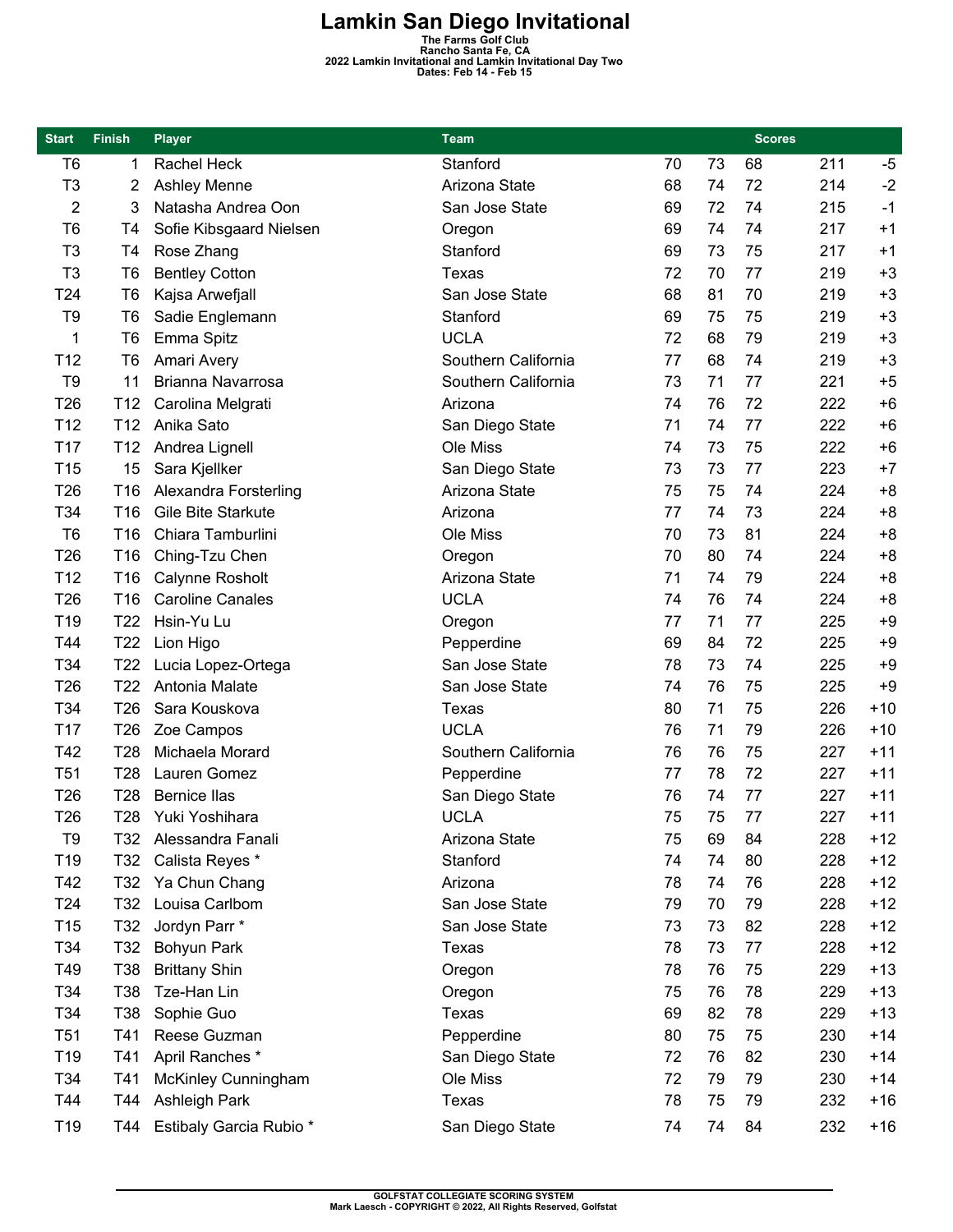# Lamkin San Diego Invitational

**The Farms Golf Club**
**Rancho Santa Fe, CA**
**2022 Lamkin Invitational and Lamkin Invitational Day Two**
**Dates: Feb 14 - Feb 15**

| Start | Finish | Player | Team | Scores | | | | |
|---|---|---|---|---|---|---|---|---|
| T6 | 1 | Rachel Heck | Stanford | 70 | 73 | 68 | 211 | -5 |
| T3 | 2 | Ashley Menne | Arizona State | 68 | 74 | 72 | 214 | -2 |
| 2 | 3 | Natasha Andrea Oon | San Jose State | 69 | 72 | 74 | 215 | -1 |
| T6 | T4 | Sofie Kibsgaard Nielsen | Oregon | 69 | 74 | 74 | 217 | +1 |
| T3 | T4 | Rose Zhang | Stanford | 69 | 73 | 75 | 217 | +1 |
| T3 | T6 | Bentley Cotton | Texas | 72 | 70 | 77 | 219 | +3 |
| T24 | T6 | Kajsa Arwefjall | San Jose State | 68 | 81 | 70 | 219 | +3 |
| T9 | T6 | Sadie Englemann | Stanford | 69 | 75 | 75 | 219 | +3 |
| 1 | T6 | Emma Spitz | UCLA | 72 | 68 | 79 | 219 | +3 |
| T12 | T6 | Amari Avery | Southern California | 77 | 68 | 74 | 219 | +3 |
| T9 | 11 | Brianna Navarrosa | Southern California | 73 | 71 | 77 | 221 | +5 |
| T26 | T12 | Carolina Melgrati | Arizona | 74 | 76 | 72 | 222 | +6 |
| T12 | T12 | Anika Sato | San Diego State | 71 | 74 | 77 | 222 | +6 |
| T17 | T12 | Andrea Lignell | Ole Miss | 74 | 73 | 75 | 222 | +6 |
| T15 | 15 | Sara Kjellker | San Diego State | 73 | 73 | 77 | 223 | +7 |
| T26 | T16 | Alexandra Forsterling | Arizona State | 75 | 75 | 74 | 224 | +8 |
| T34 | T16 | Gile Bite Starkute | Arizona | 77 | 74 | 73 | 224 | +8 |
| T6 | T16 | Chiara Tamburlini | Ole Miss | 70 | 73 | 81 | 224 | +8 |
| T26 | T16 | Ching-Tzu Chen | Oregon | 70 | 80 | 74 | 224 | +8 |
| T12 | T16 | Calynne Rosholt | Arizona State | 71 | 74 | 79 | 224 | +8 |
| T26 | T16 | Caroline Canales | UCLA | 74 | 76 | 74 | 224 | +8 |
| T19 | T22 | Hsin-Yu Lu | Oregon | 77 | 71 | 77 | 225 | +9 |
| T44 | T22 | Lion Higo | Pepperdine | 69 | 84 | 72 | 225 | +9 |
| T34 | T22 | Lucia Lopez-Ortega | San Jose State | 78 | 73 | 74 | 225 | +9 |
| T26 | T22 | Antonia Malate | San Jose State | 74 | 76 | 75 | 225 | +9 |
| T34 | T26 | Sara Kouskova | Texas | 80 | 71 | 75 | 226 | +10 |
| T17 | T26 | Zoe Campos | UCLA | 76 | 71 | 79 | 226 | +10 |
| T42 | T28 | Michaela Morard | Southern California | 76 | 76 | 75 | 227 | +11 |
| T51 | T28 | Lauren Gomez | Pepperdine | 77 | 78 | 72 | 227 | +11 |
| T26 | T28 | Bernice Ilas | San Diego State | 76 | 74 | 77 | 227 | +11 |
| T26 | T28 | Yuki Yoshihara | UCLA | 75 | 75 | 77 | 227 | +11 |
| T9 | T32 | Alessandra Fanali | Arizona State | 75 | 69 | 84 | 228 | +12 |
| T19 | T32 | Calista Reyes * | Stanford | 74 | 74 | 80 | 228 | +12 |
| T42 | T32 | Ya Chun Chang | Arizona | 78 | 74 | 76 | 228 | +12 |
| T24 | T32 | Louisa Carlbom | San Jose State | 79 | 70 | 79 | 228 | +12 |
| T15 | T32 | Jordyn Parr * | San Jose State | 73 | 73 | 82 | 228 | +12 |
| T34 | T32 | Bohyun Park | Texas | 78 | 73 | 77 | 228 | +12 |
| T49 | T38 | Brittany Shin | Oregon | 78 | 76 | 75 | 229 | +13 |
| T34 | T38 | Tze-Han Lin | Oregon | 75 | 76 | 78 | 229 | +13 |
| T34 | T38 | Sophie Guo | Texas | 69 | 82 | 78 | 229 | +13 |
| T51 | T41 | Reese Guzman | Pepperdine | 80 | 75 | 75 | 230 | +14 |
| T19 | T41 | April Ranches * | San Diego State | 72 | 76 | 82 | 230 | +14 |
| T34 | T41 | McKinley Cunningham | Ole Miss | 72 | 79 | 79 | 230 | +14 |
| T44 | T44 | Ashleigh Park | Texas | 78 | 75 | 79 | 232 | +16 |
| T19 | T44 | Estibaly Garcia Rubio * | San Diego State | 74 | 74 | 84 | 232 | +16 |

GOLFSTAT COLLEGIATE SCORING SYSTEM
Mark Laesch - COPYRIGHT © 2022, All Rights Reserved, Golfstat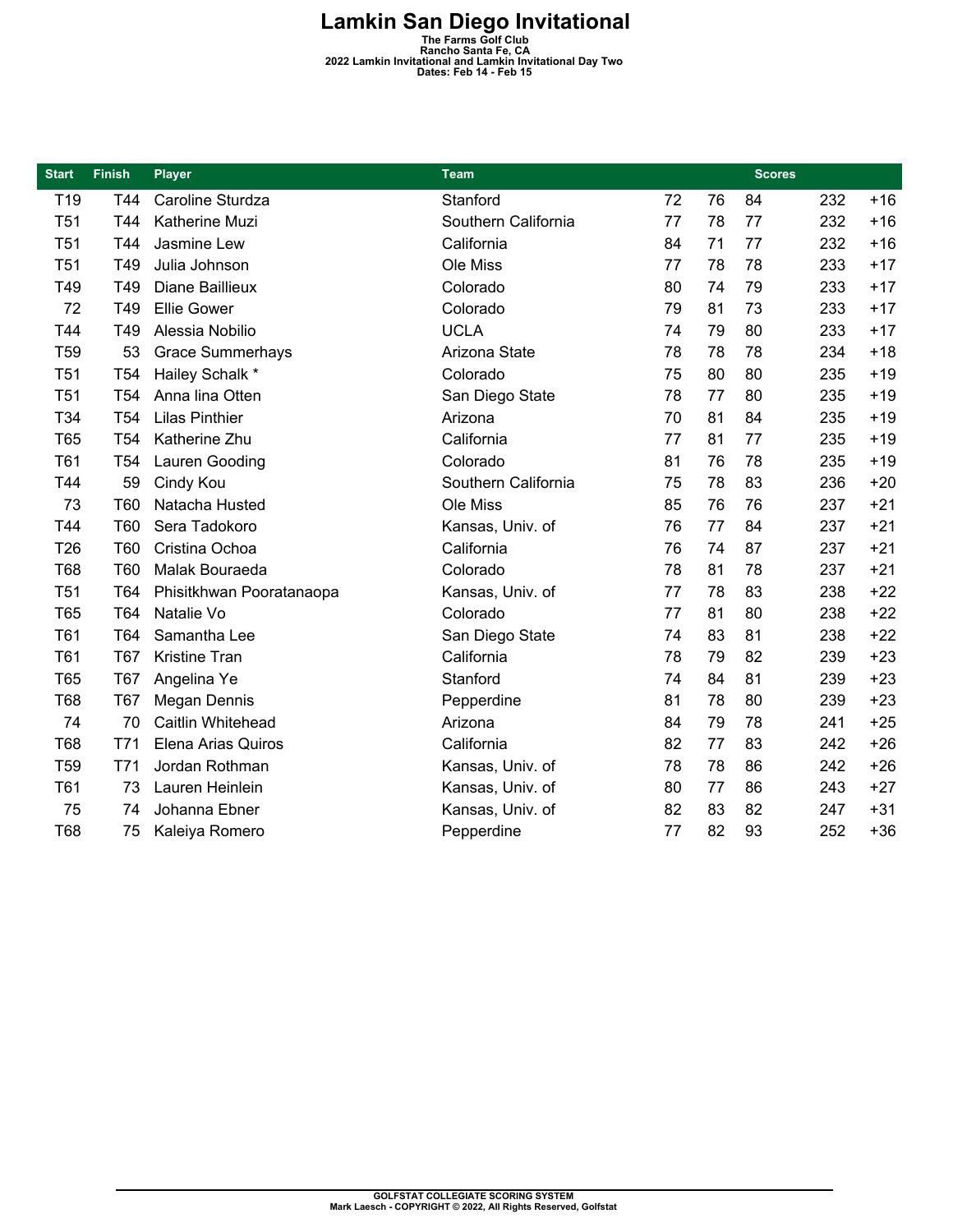# Lamkin San Diego Invitational

**The Farms Golf Club**
**Rancho Santa Fe, CA**
**2022 Lamkin Invitational and Lamkin Invitational Day Two**
**Dates: Feb 14 - Feb 15**

| Start | Finish | Player | Team | Scores | | | | |
|---|---|---|---|---|---|---|---|---|
| T19 | T44 | Caroline Sturdza | Stanford | 72 | 76 | 84 | 232 | +16 |
| T51 | T44 | Katherine Muzi | Southern California | 77 | 78 | 77 | 232 | +16 |
| T51 | T44 | Jasmine Lew | California | 84 | 71 | 77 | 232 | +16 |
| T51 | T49 | Julia Johnson | Ole Miss | 77 | 78 | 78 | 233 | +17 |
| T49 | T49 | Diane Baillieux | Colorado | 80 | 74 | 79 | 233 | +17 |
| 72 | T49 | Ellie Gower | Colorado | 79 | 81 | 73 | 233 | +17 |
| T44 | T49 | Alessia Nobilio | UCLA | 74 | 79 | 80 | 233 | +17 |
| T59 | 53 | Grace Summerhays | Arizona State | 78 | 78 | 78 | 234 | +18 |
| T51 | T54 | Hailey Schalk * | Colorado | 75 | 80 | 80 | 235 | +19 |
| T51 | T54 | Anna lina Otten | San Diego State | 78 | 77 | 80 | 235 | +19 |
| T34 | T54 | Lilas Pinthier | Arizona | 70 | 81 | 84 | 235 | +19 |
| T65 | T54 | Katherine Zhu | California | 77 | 81 | 77 | 235 | +19 |
| T61 | T54 | Lauren Gooding | Colorado | 81 | 76 | 78 | 235 | +19 |
| T44 | 59 | Cindy Kou | Southern California | 75 | 78 | 83 | 236 | +20 |
| 73 | T60 | Natacha Husted | Ole Miss | 85 | 76 | 76 | 237 | +21 |
| T44 | T60 | Sera Tadokoro | Kansas, Univ. of | 76 | 77 | 84 | 237 | +21 |
| T26 | T60 | Cristina Ochoa | California | 76 | 74 | 87 | 237 | +21 |
| T68 | T60 | Malak Bouraeda | Colorado | 78 | 81 | 78 | 237 | +21 |
| T51 | T64 | Phisitkhwan Pooratanaopa | Kansas, Univ. of | 77 | 78 | 83 | 238 | +22 |
| T65 | T64 | Natalie Vo | Colorado | 77 | 81 | 80 | 238 | +22 |
| T61 | T64 | Samantha Lee | San Diego State | 74 | 83 | 81 | 238 | +22 |
| T61 | T67 | Kristine Tran | California | 78 | 79 | 82 | 239 | +23 |
| T65 | T67 | Angelina Ye | Stanford | 74 | 84 | 81 | 239 | +23 |
| T68 | T67 | Megan Dennis | Pepperdine | 81 | 78 | 80 | 239 | +23 |
| 74 | 70 | Caitlin Whitehead | Arizona | 84 | 79 | 78 | 241 | +25 |
| T68 | T71 | Elena Arias Quiros | California | 82 | 77 | 83 | 242 | +26 |
| T59 | T71 | Jordan Rothman | Kansas, Univ. of | 78 | 78 | 86 | 242 | +26 |
| T61 | 73 | Lauren Heinlein | Kansas, Univ. of | 80 | 77 | 86 | 243 | +27 |
| 75 | 74 | Johanna Ebner | Kansas, Univ. of | 82 | 83 | 82 | 247 | +31 |
| T68 | 75 | Kaleiya Romero | Pepperdine | 77 | 82 | 93 | 252 | +36 |

GOLFSTAT COLLEGIATE SCORING SYSTEM
Mark Laesch - COPYRIGHT © 2022, All Rights Reserved, Golfstat